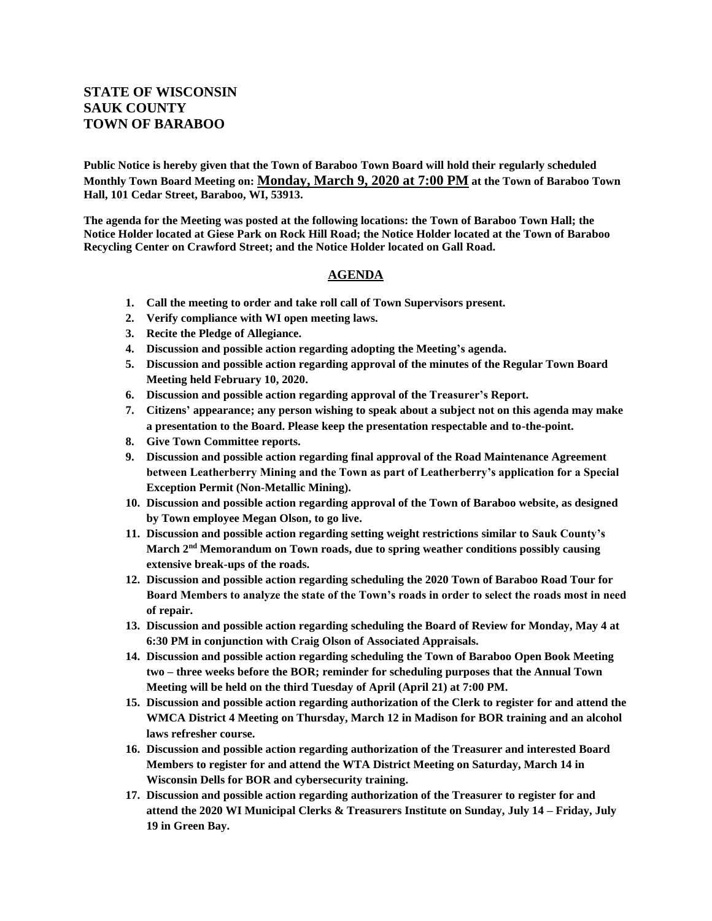# STATE OF WISCONSIN
# SAUK COUNTY
# TOWN OF BARABOO

**Public Notice is hereby given that the Town of Baraboo Town Board will hold their regularly scheduled Monthly Town Board Meeting on: Monday, March 9, 2020 at 7:00 PM at the Town of Baraboo Town Hall, 101 Cedar Street, Baraboo, WI, 53913.**

**The agenda for the Meeting was posted at the following locations: the Town of Baraboo Town Hall; the Notice Holder located at Giese Park on Rock Hill Road; the Notice Holder located at the Town of Baraboo Recycling Center on Crawford Street; and the Notice Holder located on Gall Road.**

## AGENDA

1. **Call the meeting to order and take roll call of Town Supervisors present.**
2. **Verify compliance with WI open meeting laws.**
3. **Recite the Pledge of Allegiance.**
4. **Discussion and possible action regarding adopting the Meeting's agenda.**
5. **Discussion and possible action regarding approval of the minutes of the Regular Town Board Meeting held February 10, 2020.**
6. **Discussion and possible action regarding approval of the Treasurer's Report.**
7. **Citizens' appearance; any person wishing to speak about a subject not on this agenda may make a presentation to the Board. Please keep the presentation respectable and to-the-point.**
8. **Give Town Committee reports.**
9. **Discussion and possible action regarding final approval of the Road Maintenance Agreement between Leatherberry Mining and the Town as part of Leatherberry's application for a Special Exception Permit (Non-Metallic Mining).**
10. **Discussion and possible action regarding approval of the Town of Baraboo website, as designed by Town employee Megan Olson, to go live.**
11. **Discussion and possible action regarding setting weight restrictions similar to Sauk County's March 2nd Memorandum on Town roads, due to spring weather conditions possibly causing extensive break-ups of the roads.**
12. **Discussion and possible action regarding scheduling the 2020 Town of Baraboo Road Tour for Board Members to analyze the state of the Town's roads in order to select the roads most in need of repair.**
13. **Discussion and possible action regarding scheduling the Board of Review for Monday, May 4 at 6:30 PM in conjunction with Craig Olson of Associated Appraisals.**
14. **Discussion and possible action regarding scheduling the Town of Baraboo Open Book Meeting two – three weeks before the BOR; reminder for scheduling purposes that the Annual Town Meeting will be held on the third Tuesday of April (April 21) at 7:00 PM.**
15. **Discussion and possible action regarding authorization of the Clerk to register for and attend the WMCA District 4 Meeting on Thursday, March 12 in Madison for BOR training and an alcohol laws refresher course.**
16. **Discussion and possible action regarding authorization of the Treasurer and interested Board Members to register for and attend the WTA District Meeting on Saturday, March 14 in Wisconsin Dells for BOR and cybersecurity training.**
17. **Discussion and possible action regarding authorization of the Treasurer to register for and attend the 2020 WI Municipal Clerks & Treasurers Institute on Sunday, July 14 – Friday, July 19 in Green Bay.**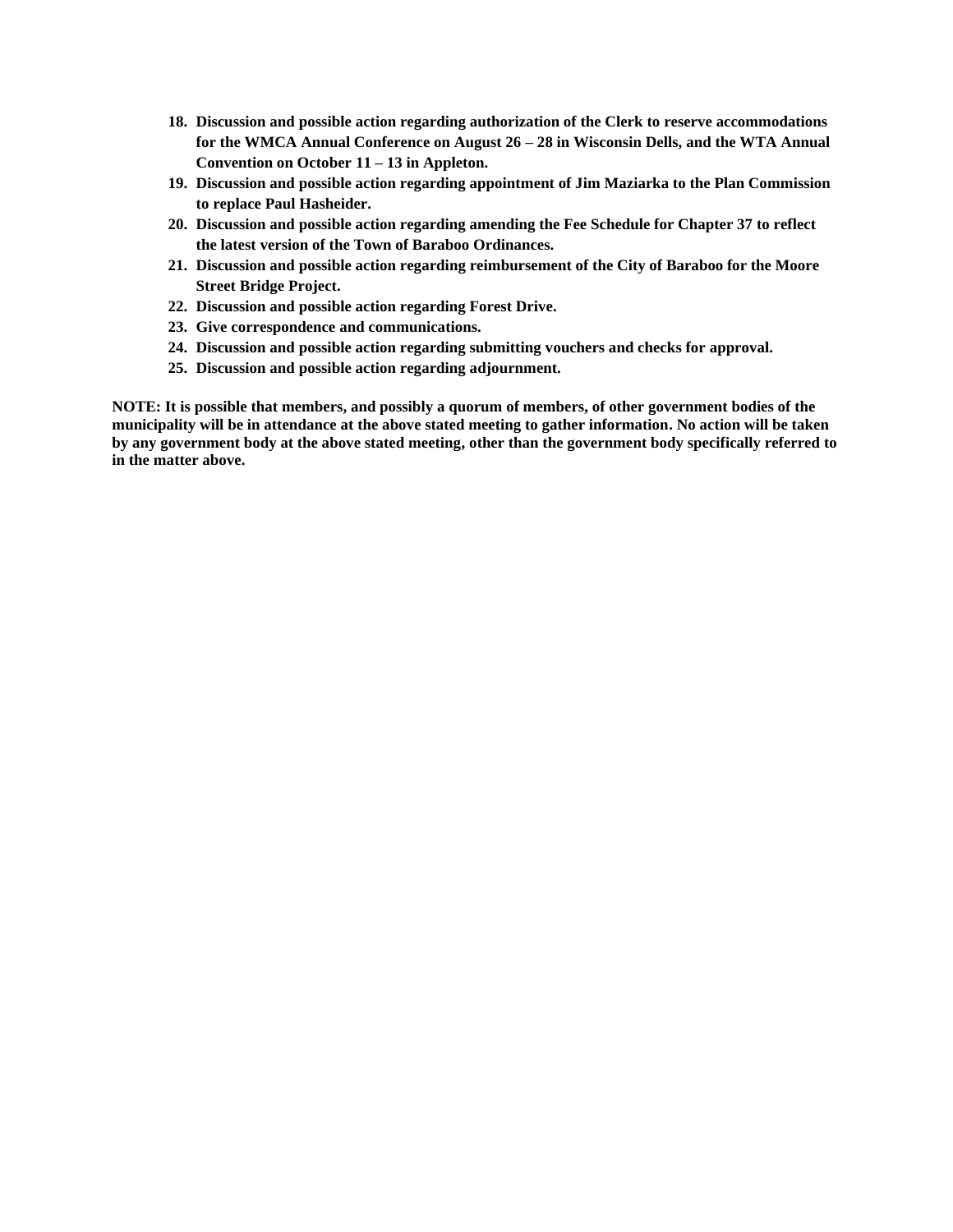18. **Discussion and possible action regarding authorization of the Clerk to reserve accommodations for the WMCA Annual Conference on August 26 – 28 in Wisconsin Dells, and the WTA Annual Convention on October 11 – 13 in Appleton.**
19. **Discussion and possible action regarding appointment of Jim Maziarka to the Plan Commission to replace Paul Hasheider.**
20. **Discussion and possible action regarding amending the Fee Schedule for Chapter 37 to reflect the latest version of the Town of Baraboo Ordinances.**
21. **Discussion and possible action regarding reimbursement of the City of Baraboo for the Moore Street Bridge Project.**
22. **Discussion and possible action regarding Forest Drive.**
23. **Give correspondence and communications.**
24. **Discussion and possible action regarding submitting vouchers and checks for approval.**
25. **Discussion and possible action regarding adjournment.**

**NOTE: It is possible that members, and possibly a quorum of members, of other government bodies of the municipality will be in attendance at the above stated meeting to gather information. No action will be taken by any government body at the above stated meeting, other than the government body specifically referred to in the matter above.**